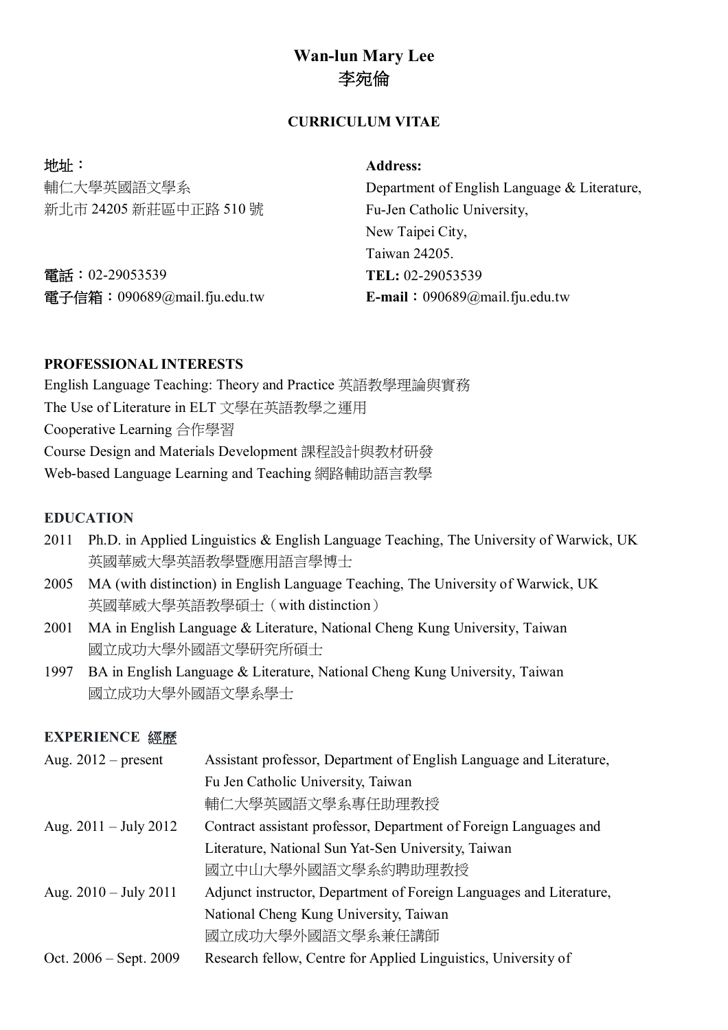# Wan-lun Mary Lee
# 李宛倫

**CURRICULUM VITAE**

**地址：**
輔仁大學英國語文學系
新北市 24205 新莊區中正路 510 號

**電話**：02-29053539
**電子信箱**：090689@mail.fju.edu.tw

**Address:**
Department of English Language & Literature,
Fu-Jen Catholic University,
New Taipei City,
Taiwan 24205.

**TEL:** 02-29053539
**E-mail**：090689@mail.fju.edu.tw

## PROFESSIONAL INTERESTS

English Language Teaching: Theory and Practice 英語教學理論與實務
The Use of Literature in ELT 文學在英語教學之運用
Cooperative Learning 合作學習
Course Design and Materials Development 課程設計與教材研發
Web-based Language Learning and Teaching 網路輔助語言教學

## EDUCATION

- 2011 Ph.D. in Applied Linguistics & English Language Teaching, The University of Warwick, UK
  英國華威大學英語教學暨應用語言學博士
- 2005 MA (with distinction) in English Language Teaching, The University of Warwick, UK
  英國華威大學英語教學碩士（with distinction）
- 2001 MA in English Language & Literature, National Cheng Kung University, Taiwan
  國立成功大學外國語文學研究所碩士
- 1997 BA in English Language & Literature, National Cheng Kung University, Taiwan
  國立成功大學外國語文學系學士

## EXPERIENCE 經歷

| | |
|---|---|
| Aug. 2012 – present | Assistant professor, Department of English Language and Literature, Fu Jen Catholic University, Taiwan<br>輔仁大學英國語文學系專任助理教授 |
| Aug. 2011 – July 2012 | Contract assistant professor, Department of Foreign Languages and Literature, National Sun Yat-Sen University, Taiwan<br>國立中山大學外國語文學系約聘助理教授 |
| Aug. 2010 – July 2011 | Adjunct instructor, Department of Foreign Languages and Literature, National Cheng Kung University, Taiwan<br>國立成功大學外國語文學系兼任講師 |
| Oct. 2006 – Sept. 2009 | Research fellow, Centre for Applied Linguistics, University of |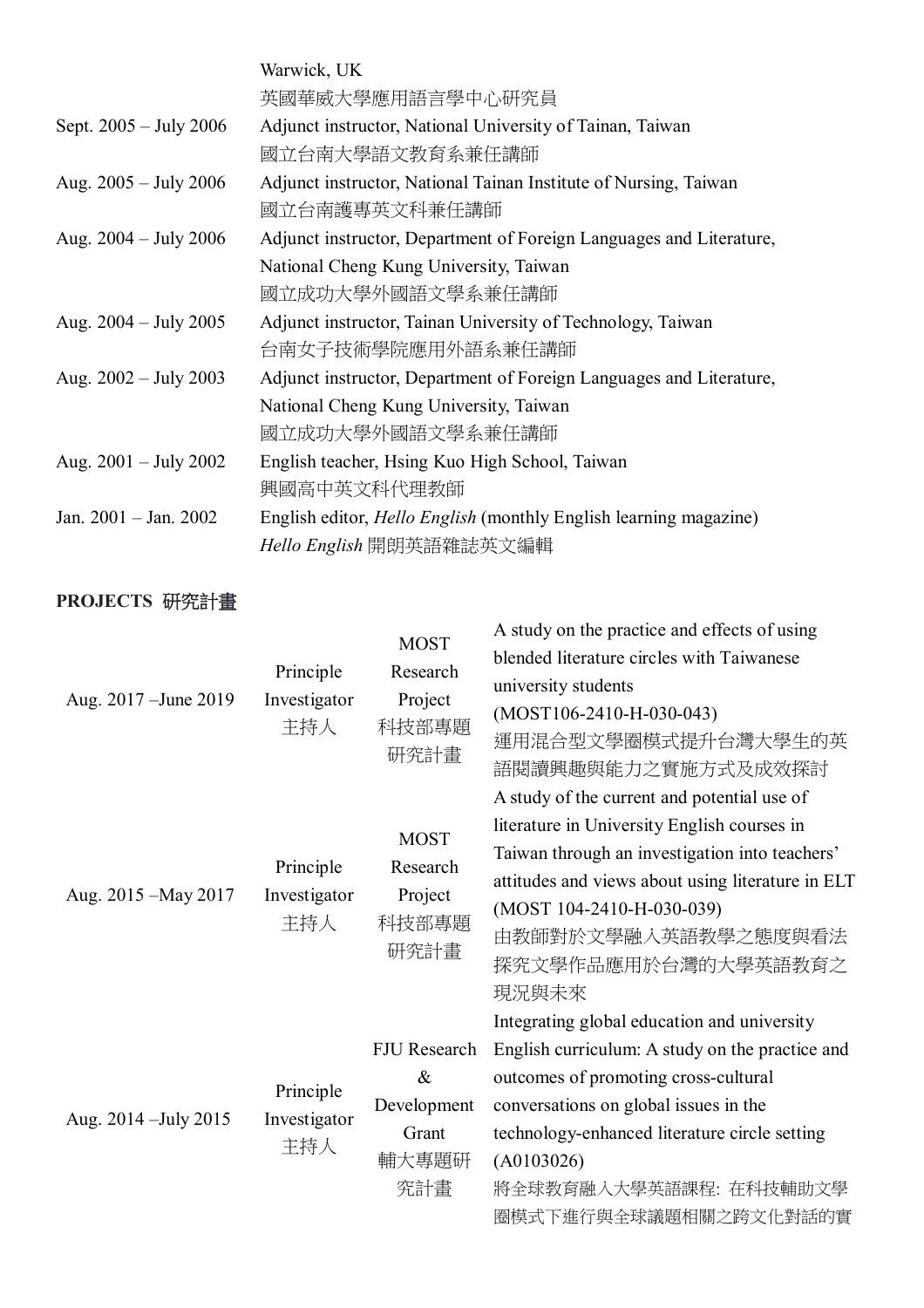| | |
|---|---|
| | Warwick, UK<br>英國華威大學應用語言學中心研究員 |
| Sept. 2005 – July 2006 | Adjunct instructor, National University of Tainan, Taiwan<br>國立台南大學語文教育系兼任講師 |
| Aug. 2005 – July 2006 | Adjunct instructor, National Tainan Institute of Nursing, Taiwan<br>國立台南護專英文科兼任講師 |
| Aug. 2004 – July 2006 | Adjunct instructor, Department of Foreign Languages and Literature, National Cheng Kung University, Taiwan<br>國立成功大學外國語文學系兼任講師 |
| Aug. 2004 – July 2005 | Adjunct instructor, Tainan University of Technology, Taiwan<br>台南女子技術學院應用外語系兼任講師 |
| Aug. 2002 – July 2003 | Adjunct instructor, Department of Foreign Languages and Literature, National Cheng Kung University, Taiwan<br>國立成功大學外國語文學系兼任講師 |
| Aug. 2001 – July 2002 | English teacher, Hsing Kuo High School, Taiwan<br>興國高中英文科代理教師 |
| Jan. 2001 – Jan. 2002 | English editor, *Hello English* (monthly English learning magazine)<br>*Hello English* 開朗英語雜誌英文編輯 |

## PROJECTS 研究計畫

| | | | |
|---|---|---|---|
| Aug. 2017 –June 2019 | Principle Investigator 主持人 | MOST Research Project 科技部專題研究計畫 | A study on the practice and effects of using blended literature circles with Taiwanese university students (MOST106-2410-H-030-043)<br>運用混合型文學圈模式提升台灣大學生的英語閱讀興趣與能力之實施方式及成效探討 |
| Aug. 2015 –May 2017 | Principle Investigator 主持人 | MOST Research Project 科技部專題研究計畫 | A study of the current and potential use of literature in University English courses in Taiwan through an investigation into teachers' attitudes and views about using literature in ELT (MOST 104-2410-H-030-039)<br>由教師對於文學融入英語教學之態度與看法探究文學作品應用於台灣的大學英語教育之現況與未來 |
| Aug. 2014 –July 2015 | Principle Investigator 主持人 | FJU Research & Development Grant 輔大專題研究計畫 | Integrating global education and university English curriculum: A study on the practice and outcomes of promoting cross-cultural conversations on global issues in the technology-enhanced literature circle setting (A0103026)<br>將全球教育融入大學英語課程: 在科技輔助文學圈模式下進行與全球議題相關之跨文化對話的實 |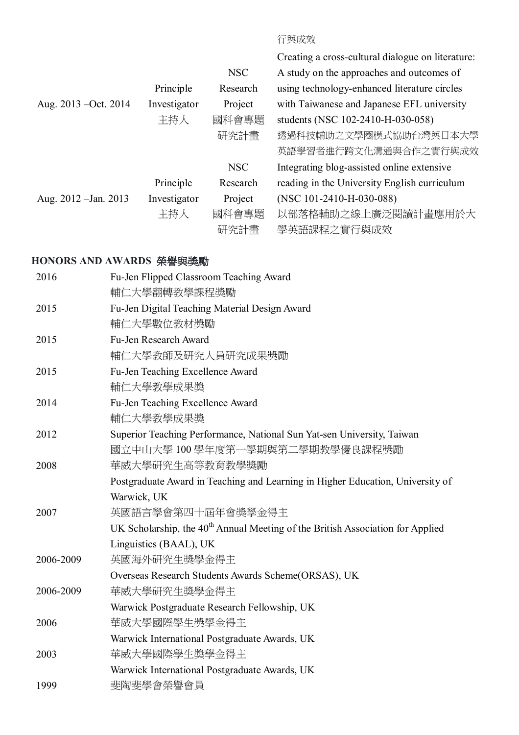| | | | 行與成效 |
|---|---|---|---|
| Aug. 2013 –Oct. 2014 | Principle Investigator 主持人 | NSC Research Project 國科會專題研究計畫 | Creating a cross-cultural dialogue on literature: A study on the approaches and outcomes of using technology-enhanced literature circles with Taiwanese and Japanese EFL university students (NSC 102-2410-H-030-058) 透過科技輔助之文學圈模式協助台灣與日本大學英語學習者進行跨文化溝通與合作之實行與成效 |
| Aug. 2012 –Jan. 2013 | Principle Investigator 主持人 | NSC Research Project 國科會專題研究計畫 | Integrating blog-assisted online extensive reading in the University English curriculum (NSC 101-2410-H-030-088) 以部落格輔助之線上廣泛閱讀計畫應用於大學英語課程之實行與成效 |

## HONORS AND AWARDS 榮譽與獎勵

| | |
|---|---|
| 2016 | Fu-Jen Flipped Classroom Teaching Award<br>輔仁大學翻轉教學課程獎勵 |
| 2015 | Fu-Jen Digital Teaching Material Design Award<br>輔仁大學數位教材獎勵 |
| 2015 | Fu-Jen Research Award<br>輔仁大學教師及研究人員研究成果獎勵 |
| 2015 | Fu-Jen Teaching Excellence Award<br>輔仁大學教學成果獎 |
| 2014 | Fu-Jen Teaching Excellence Award<br>輔仁大學教學成果獎 |
| 2012 | Superior Teaching Performance, National Sun Yat-sen University, Taiwan<br>國立中山大學 100 學年度第一學期與第二學期教學優良課程獎勵 |
| 2008 | 華威大學研究生高等教育教學獎勵<br>Postgraduate Award in Teaching and Learning in Higher Education, University of Warwick, UK |
| 2007 | 英國語言學會第四十屆年會獎學金得主<br>UK Scholarship, the 40th Annual Meeting of the British Association for Applied Linguistics (BAAL), UK |
| 2006-2009 | 英國海外研究生獎學金得主<br>Overseas Research Students Awards Scheme(ORSAS), UK |
| 2006-2009 | 華威大學研究生獎學金得主<br>Warwick Postgraduate Research Fellowship, UK |
| 2006 | 華威大學國際學生獎學金得主<br>Warwick International Postgraduate Awards, UK |
| 2003 | 華威大學國際學生獎學金得主<br>Warwick International Postgraduate Awards, UK |
| 1999 | 斐陶斐學會榮譽會員 |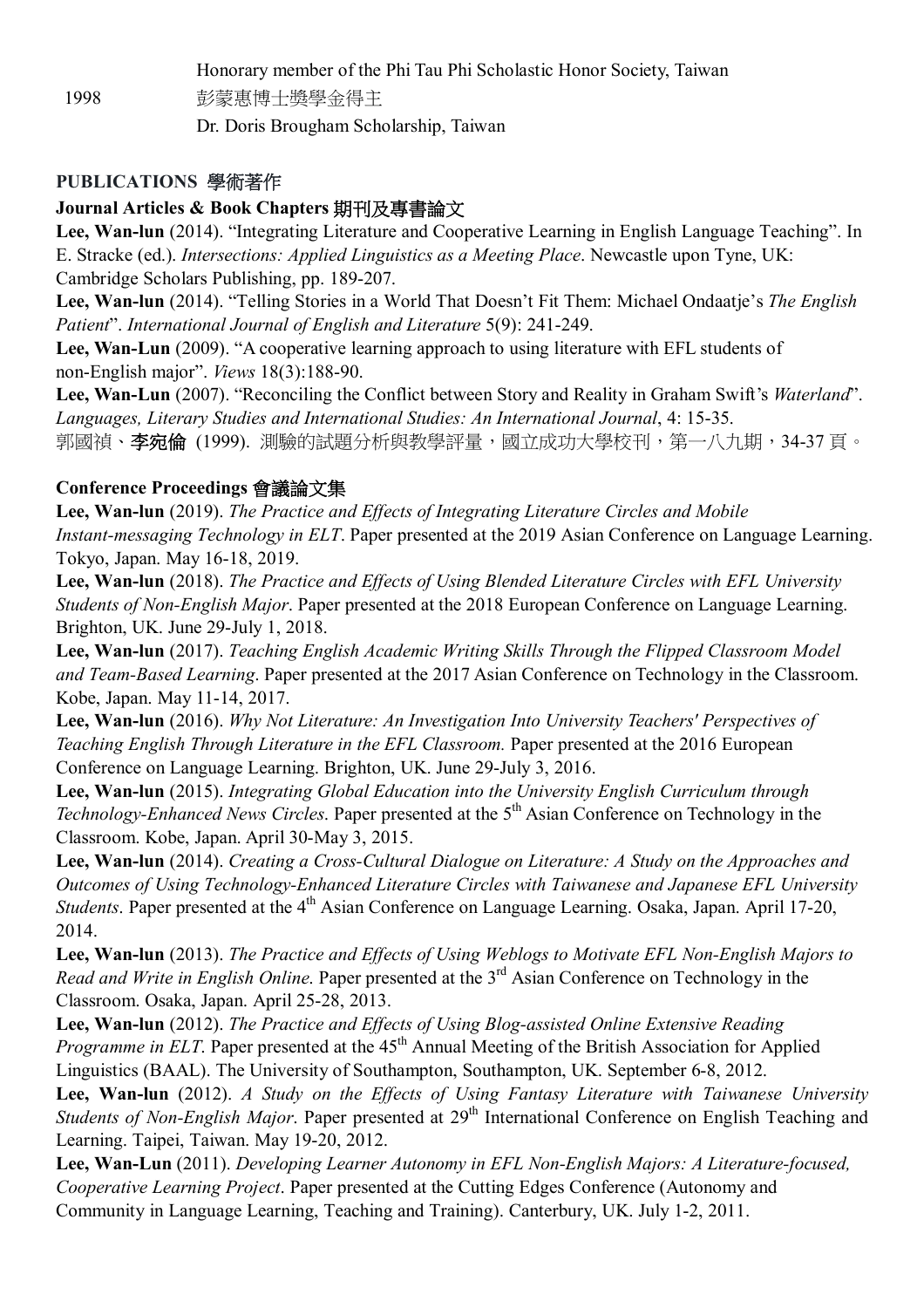Honorary member of the Phi Tau Phi Scholastic Honor Society, Taiwan

1998 彭蒙惠博士獎學金得主

Dr. Doris Brougham Scholarship, Taiwan

## PUBLICATIONS 學術著作

### Journal Articles & Book Chapters 期刊及專書論文

**Lee, Wan-lun** (2014). "Integrating Literature and Cooperative Learning in English Language Teaching". In E. Stracke (ed.). *Intersections: Applied Linguistics as a Meeting Place*. Newcastle upon Tyne, UK: Cambridge Scholars Publishing, pp. 189-207.

**Lee, Wan-lun** (2014). "Telling Stories in a World That Doesn't Fit Them: Michael Ondaatje's *The English Patient*". *International Journal of English and Literature* 5(9): 241-249.

**Lee, Wan-Lun** (2009). "A cooperative learning approach to using literature with EFL students of non-English major". *Views* 18(3):188-90.

**Lee, Wan-Lun** (2007). "Reconciling the Conflict between Story and Reality in Graham Swift's *Waterland*". *Languages, Literary Studies and International Studies: An International Journal*, 4: 15-35.

郭國禎、**李宛倫** (1999). 測驗的試題分析與教學評量，國立成功大學校刊，第一八九期，34-37 頁。

### Conference Proceedings 會議論文集

**Lee, Wan-lun** (2019). *The Practice and Effects of Integrating Literature Circles and Mobile Instant-messaging Technology in ELT*. Paper presented at the 2019 Asian Conference on Language Learning. Tokyo, Japan. May 16-18, 2019.

**Lee, Wan-lun** (2018). *The Practice and Effects of Using Blended Literature Circles with EFL University Students of Non-English Major*. Paper presented at the 2018 European Conference on Language Learning. Brighton, UK. June 29-July 1, 2018.

**Lee, Wan-lun** (2017). *Teaching English Academic Writing Skills Through the Flipped Classroom Model and Team-Based Learning*. Paper presented at the 2017 Asian Conference on Technology in the Classroom. Kobe, Japan. May 11-14, 2017.

**Lee, Wan-lun** (2016). *Why Not Literature: An Investigation Into University Teachers' Perspectives of Teaching English Through Literature in the EFL Classroom.* Paper presented at the 2016 European Conference on Language Learning. Brighton, UK. June 29-July 3, 2016.

**Lee, Wan-lun** (2015). *Integrating Global Education into the University English Curriculum through Technology-Enhanced News Circles*. Paper presented at the 5th Asian Conference on Technology in the Classroom. Kobe, Japan. April 30-May 3, 2015.

**Lee, Wan-lun** (2014). *Creating a Cross-Cultural Dialogue on Literature: A Study on the Approaches and Outcomes of Using Technology-Enhanced Literature Circles with Taiwanese and Japanese EFL University Students*. Paper presented at the 4th Asian Conference on Language Learning. Osaka, Japan. April 17-20, 2014.

**Lee, Wan-lun** (2013). *The Practice and Effects of Using Weblogs to Motivate EFL Non-English Majors to Read and Write in English Online*. Paper presented at the 3rd Asian Conference on Technology in the Classroom. Osaka, Japan. April 25-28, 2013.

**Lee, Wan-lun** (2012). *The Practice and Effects of Using Blog-assisted Online Extensive Reading Programme in ELT*. Paper presented at the 45th Annual Meeting of the British Association for Applied Linguistics (BAAL). The University of Southampton, Southampton, UK. September 6-8, 2012.

**Lee, Wan-lun** (2012). *A Study on the Effects of Using Fantasy Literature with Taiwanese University Students of Non-English Major*. Paper presented at 29th International Conference on English Teaching and Learning. Taipei, Taiwan. May 19-20, 2012.

**Lee, Wan-Lun** (2011). *Developing Learner Autonomy in EFL Non-English Majors: A Literature-focused, Cooperative Learning Project*. Paper presented at the Cutting Edges Conference (Autonomy and Community in Language Learning, Teaching and Training). Canterbury, UK. July 1-2, 2011.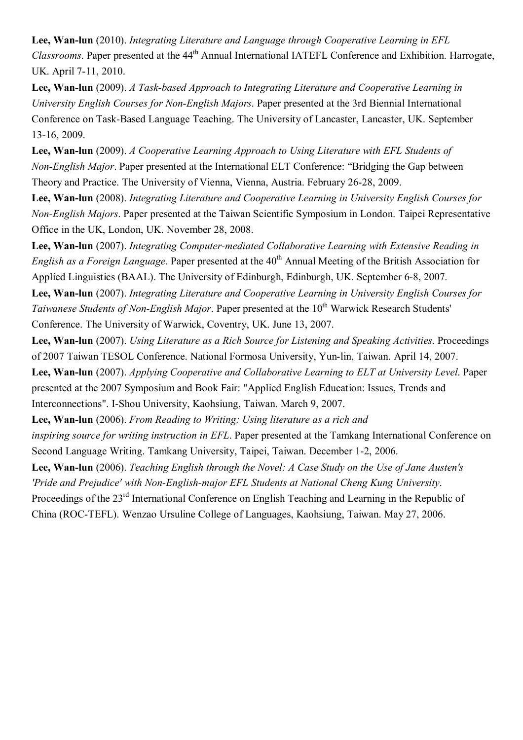**Lee, Wan-lun** (2010). *Integrating Literature and Language through Cooperative Learning in EFL Classrooms*. Paper presented at the 44th Annual International IATEFL Conference and Exhibition. Harrogate, UK. April 7-11, 2010.

**Lee, Wan-lun** (2009). *A Task-based Approach to Integrating Literature and Cooperative Learning in University English Courses for Non-English Majors*. Paper presented at the 3rd Biennial International Conference on Task-Based Language Teaching. The University of Lancaster, Lancaster, UK. September 13-16, 2009.

**Lee, Wan-lun** (2009). *A Cooperative Learning Approach to Using Literature with EFL Students of Non-English Major*. Paper presented at the International ELT Conference: "Bridging the Gap between Theory and Practice. The University of Vienna, Vienna, Austria. February 26-28, 2009.

**Lee, Wan-lun** (2008). *Integrating Literature and Cooperative Learning in University English Courses for Non-English Majors*. Paper presented at the Taiwan Scientific Symposium in London. Taipei Representative Office in the UK, London, UK. November 28, 2008.

**Lee, Wan-lun** (2007). *Integrating Computer-mediated Collaborative Learning with Extensive Reading in English as a Foreign Language*. Paper presented at the 40th Annual Meeting of the British Association for Applied Linguistics (BAAL). The University of Edinburgh, Edinburgh, UK. September 6-8, 2007.

**Lee, Wan-lun** (2007). *Integrating Literature and Cooperative Learning in University English Courses for Taiwanese Students of Non-English Major*. Paper presented at the 10th Warwick Research Students' Conference. The University of Warwick, Coventry, UK. June 13, 2007.

**Lee, Wan-lun** (2007). *Using Literature as a Rich Source for Listening and Speaking Activities*. Proceedings of 2007 Taiwan TESOL Conference. National Formosa University, Yun-lin, Taiwan. April 14, 2007.

**Lee, Wan-lun** (2007). *Applying Cooperative and Collaborative Learning to ELT at University Level*. Paper presented at the 2007 Symposium and Book Fair: "Applied English Education: Issues, Trends and Interconnections". I-Shou University, Kaohsiung, Taiwan. March 9, 2007.

**Lee, Wan-lun** (2006). *From Reading to Writing: Using literature as a rich and inspiring source for writing instruction in EFL*. Paper presented at the Tamkang International Conference on Second Language Writing. Tamkang University, Taipei, Taiwan. December 1-2, 2006.

**Lee, Wan-lun** (2006). *Teaching English through the Novel: A Case Study on the Use of Jane Austen's 'Pride and Prejudice' with Non-English-major EFL Students at National Cheng Kung University*. Proceedings of the 23rd International Conference on English Teaching and Learning in the Republic of China (ROC-TEFL). Wenzao Ursuline College of Languages, Kaohsiung, Taiwan. May 27, 2006.